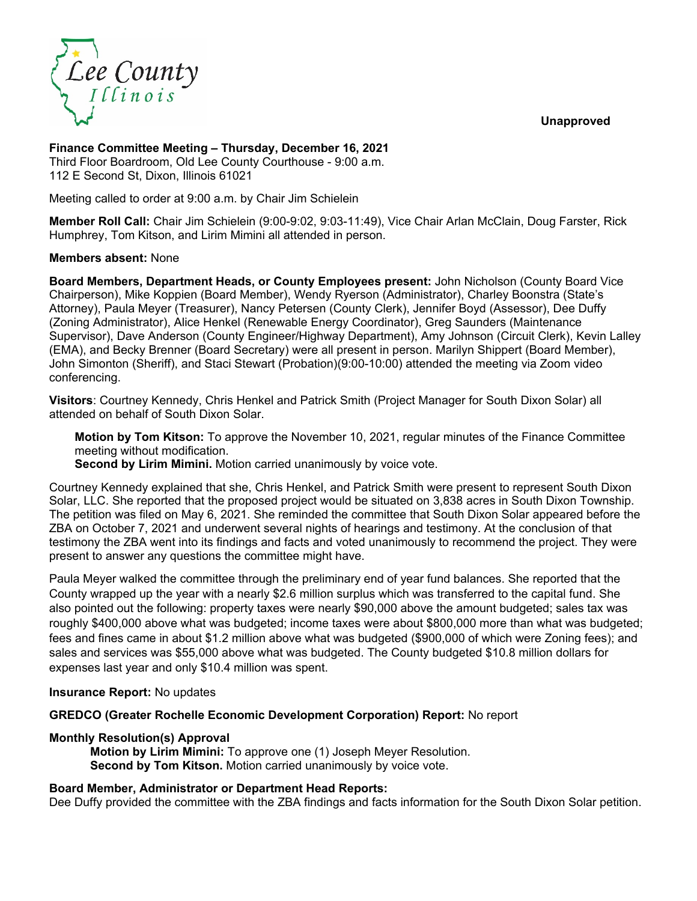Unapproved

**Finance Committee Meeting – Thursday, December 16, 2021**
Third Floor Boardroom, Old Lee County Courthouse - 9:00 a.m.
112 E Second St, Dixon, Illinois 61021

Meeting called to order at 9:00 a.m. by Chair Jim Schielein

**Member Roll Call:** Chair Jim Schielein (9:00-9:02, 9:03-11:49), Vice Chair Arlan McClain, Doug Farster, Rick Humphrey, Tom Kitson, and Lirim Mimini all attended in person.

**Members absent:** None

**Board Members, Department Heads, or County Employees present:** John Nicholson (County Board Vice Chairperson), Mike Koppien (Board Member), Wendy Ryerson (Administrator), Charley Boonstra (State's Attorney), Paula Meyer (Treasurer), Nancy Petersen (County Clerk), Jennifer Boyd (Assessor), Dee Duffy (Zoning Administrator), Alice Henkel (Renewable Energy Coordinator), Greg Saunders (Maintenance Supervisor), Dave Anderson (County Engineer/Highway Department), Amy Johnson (Circuit Clerk), Kevin Lalley (EMA), and Becky Brenner (Board Secretary) were all present in person. Marilyn Shippert (Board Member), John Simonton (Sheriff), and Staci Stewart (Probation)(9:00-10:00) attended the meeting via Zoom video conferencing.

**Visitors**: Courtney Kennedy, Chris Henkel and Patrick Smith (Project Manager for South Dixon Solar) all attended on behalf of South Dixon Solar.

> **Motion by Tom Kitson:** To approve the November 10, 2021, regular minutes of the Finance Committee meeting without modification.
> **Second by Lirim Mimini.** Motion carried unanimously by voice vote.

Courtney Kennedy explained that she, Chris Henkel, and Patrick Smith were present to represent South Dixon Solar, LLC. She reported that the proposed project would be situated on 3,838 acres in South Dixon Township. The petition was filed on May 6, 2021. She reminded the committee that South Dixon Solar appeared before the ZBA on October 7, 2021 and underwent several nights of hearings and testimony. At the conclusion of that testimony the ZBA went into its findings and facts and voted unanimously to recommend the project. They were present to answer any questions the committee might have.

Paula Meyer walked the committee through the preliminary end of year fund balances. She reported that the County wrapped up the year with a nearly $2.6 million surplus which was transferred to the capital fund. She also pointed out the following: property taxes were nearly $90,000 above the amount budgeted; sales tax was roughly $400,000 above what was budgeted; income taxes were about $800,000 more than what was budgeted; fees and fines came in about $1.2 million above what was budgeted ($900,000 of which were Zoning fees); and sales and services was $55,000 above what was budgeted. The County budgeted $10.8 million dollars for expenses last year and only $10.4 million was spent.

**Insurance Report:** No updates

**GREDCO (Greater Rochelle Economic Development Corporation) Report:** No report

**Monthly Resolution(s) Approval**

> **Motion by Lirim Mimini:** To approve one (1) Joseph Meyer Resolution.
> **Second by Tom Kitson.** Motion carried unanimously by voice vote.

**Board Member, Administrator or Department Head Reports:**
Dee Duffy provided the committee with the ZBA findings and facts information for the South Dixon Solar petition.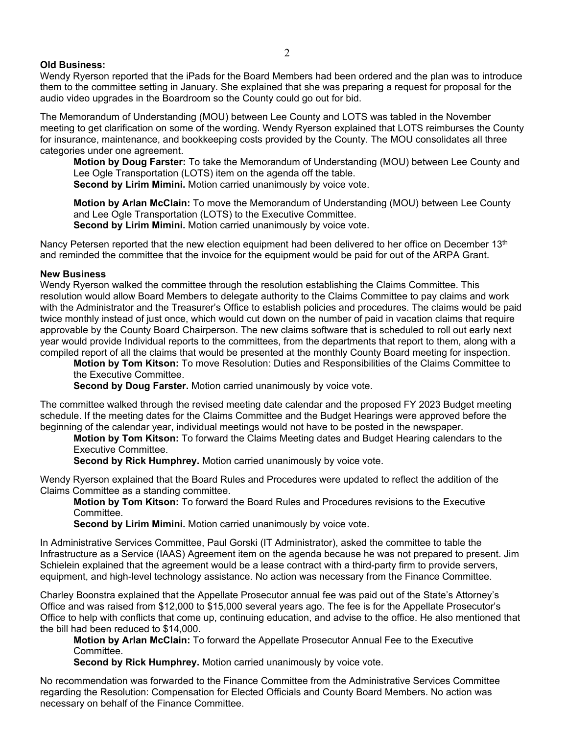**Old Business:**
Wendy Ryerson reported that the iPads for the Board Members had been ordered and the plan was to introduce them to the committee setting in January. She explained that she was preparing a request for proposal for the audio video upgrades in the Boardroom so the County could go out for bid.

The Memorandum of Understanding (MOU) between Lee County and LOTS was tabled in the November meeting to get clarification on some of the wording. Wendy Ryerson explained that LOTS reimburses the County for insurance, maintenance, and bookkeeping costs provided by the County. The MOU consolidates all three categories under one agreement.

> **Motion by Doug Farster:** To take the Memorandum of Understanding (MOU) between Lee County and Lee Ogle Transportation (LOTS) item on the agenda off the table.
> **Second by Lirim Mimini.** Motion carried unanimously by voice vote.

> **Motion by Arlan McClain:** To move the Memorandum of Understanding (MOU) between Lee County and Lee Ogle Transportation (LOTS) to the Executive Committee.
> **Second by Lirim Mimini.** Motion carried unanimously by voice vote.

Nancy Petersen reported that the new election equipment had been delivered to her office on December 13th and reminded the committee that the invoice for the equipment would be paid for out of the ARPA Grant.

**New Business**
Wendy Ryerson walked the committee through the resolution establishing the Claims Committee. This resolution would allow Board Members to delegate authority to the Claims Committee to pay claims and work with the Administrator and the Treasurer's Office to establish policies and procedures. The claims would be paid twice monthly instead of just once, which would cut down on the number of paid in vacation claims that require approvable by the County Board Chairperson. The new claims software that is scheduled to roll out early next year would provide Individual reports to the committees, from the departments that report to them, along with a compiled report of all the claims that would be presented at the monthly County Board meeting for inspection.

> **Motion by Tom Kitson:** To move Resolution: Duties and Responsibilities of the Claims Committee to the Executive Committee.
> **Second by Doug Farster.** Motion carried unanimously by voice vote.

The committee walked through the revised meeting date calendar and the proposed FY 2023 Budget meeting schedule. If the meeting dates for the Claims Committee and the Budget Hearings were approved before the beginning of the calendar year, individual meetings would not have to be posted in the newspaper.

> **Motion by Tom Kitson:** To forward the Claims Meeting dates and Budget Hearing calendars to the Executive Committee.
> **Second by Rick Humphrey.** Motion carried unanimously by voice vote.

Wendy Ryerson explained that the Board Rules and Procedures were updated to reflect the addition of the Claims Committee as a standing committee.

> **Motion by Tom Kitson:** To forward the Board Rules and Procedures revisions to the Executive Committee.
> **Second by Lirim Mimini.** Motion carried unanimously by voice vote.

In Administrative Services Committee, Paul Gorski (IT Administrator), asked the committee to table the Infrastructure as a Service (IAAS) Agreement item on the agenda because he was not prepared to present. Jim Schielein explained that the agreement would be a lease contract with a third-party firm to provide servers, equipment, and high-level technology assistance. No action was necessary from the Finance Committee.

Charley Boonstra explained that the Appellate Prosecutor annual fee was paid out of the State's Attorney's Office and was raised from $12,000 to $15,000 several years ago. The fee is for the Appellate Prosecutor's Office to help with conflicts that come up, continuing education, and advise to the office. He also mentioned that the bill had been reduced to $14,000.

> **Motion by Arlan McClain:** To forward the Appellate Prosecutor Annual Fee to the Executive Committee.
> **Second by Rick Humphrey.** Motion carried unanimously by voice vote.

No recommendation was forwarded to the Finance Committee from the Administrative Services Committee regarding the Resolution: Compensation for Elected Officials and County Board Members. No action was necessary on behalf of the Finance Committee.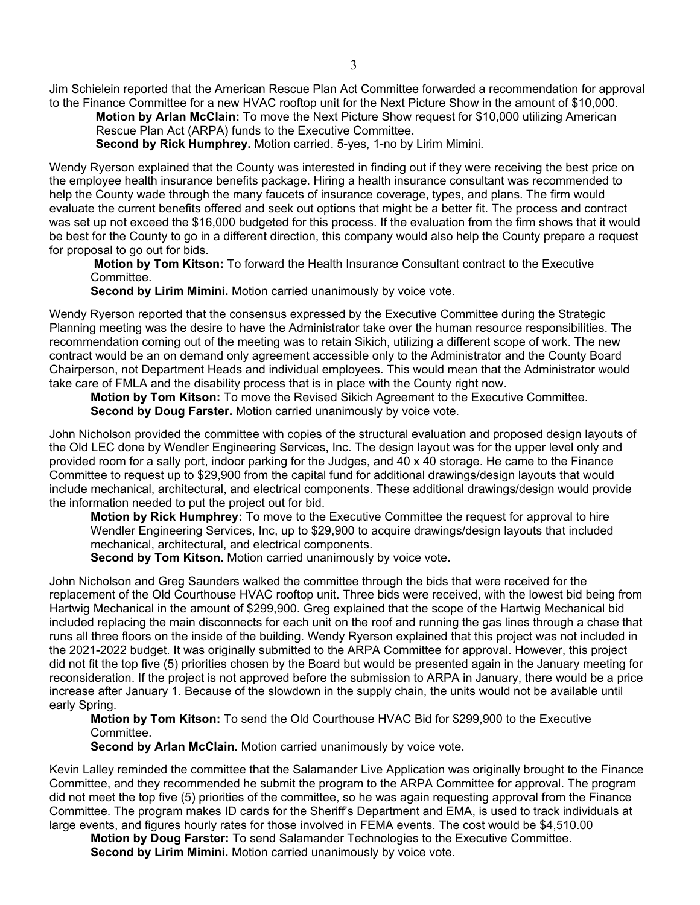Jim Schielein reported that the American Rescue Plan Act Committee forwarded a recommendation for approval to the Finance Committee for a new HVAC rooftop unit for the Next Picture Show in the amount of $10,000.

> **Motion by Arlan McClain:** To move the Next Picture Show request for $10,000 utilizing American Rescue Plan Act (ARPA) funds to the Executive Committee.
> **Second by Rick Humphrey.** Motion carried. 5-yes, 1-no by Lirim Mimini.

Wendy Ryerson explained that the County was interested in finding out if they were receiving the best price on the employee health insurance benefits package. Hiring a health insurance consultant was recommended to help the County wade through the many faucets of insurance coverage, types, and plans. The firm would evaluate the current benefits offered and seek out options that might be a better fit. The process and contract was set up not exceed the $16,000 budgeted for this process. If the evaluation from the firm shows that it would be best for the County to go in a different direction, this company would also help the County prepare a request for proposal to go out for bids.

> **Motion by Tom Kitson:** To forward the Health Insurance Consultant contract to the Executive Committee.
> **Second by Lirim Mimini.** Motion carried unanimously by voice vote.

Wendy Ryerson reported that the consensus expressed by the Executive Committee during the Strategic Planning meeting was the desire to have the Administrator take over the human resource responsibilities. The recommendation coming out of the meeting was to retain Sikich, utilizing a different scope of work. The new contract would be an on demand only agreement accessible only to the Administrator and the County Board Chairperson, not Department Heads and individual employees. This would mean that the Administrator would take care of FMLA and the disability process that is in place with the County right now.

> **Motion by Tom Kitson:** To move the Revised Sikich Agreement to the Executive Committee.
> **Second by Doug Farster.** Motion carried unanimously by voice vote.

John Nicholson provided the committee with copies of the structural evaluation and proposed design layouts of the Old LEC done by Wendler Engineering Services, Inc. The design layout was for the upper level only and provided room for a sally port, indoor parking for the Judges, and 40 x 40 storage. He came to the Finance Committee to request up to $29,900 from the capital fund for additional drawings/design layouts that would include mechanical, architectural, and electrical components. These additional drawings/design would provide the information needed to put the project out for bid.

> **Motion by Rick Humphrey:** To move to the Executive Committee the request for approval to hire Wendler Engineering Services, Inc, up to $29,900 to acquire drawings/design layouts that included mechanical, architectural, and electrical components.
> **Second by Tom Kitson.** Motion carried unanimously by voice vote.

John Nicholson and Greg Saunders walked the committee through the bids that were received for the replacement of the Old Courthouse HVAC rooftop unit. Three bids were received, with the lowest bid being from Hartwig Mechanical in the amount of $299,900. Greg explained that the scope of the Hartwig Mechanical bid included replacing the main disconnects for each unit on the roof and running the gas lines through a chase that runs all three floors on the inside of the building. Wendy Ryerson explained that this project was not included in the 2021-2022 budget. It was originally submitted to the ARPA Committee for approval. However, this project did not fit the top five (5) priorities chosen by the Board but would be presented again in the January meeting for reconsideration. If the project is not approved before the submission to ARPA in January, there would be a price increase after January 1. Because of the slowdown in the supply chain, the units would not be available until early Spring.

> **Motion by Tom Kitson:** To send the Old Courthouse HVAC Bid for $299,900 to the Executive Committee.
> **Second by Arlan McClain.** Motion carried unanimously by voice vote.

Kevin Lalley reminded the committee that the Salamander Live Application was originally brought to the Finance Committee, and they recommended he submit the program to the ARPA Committee for approval. The program did not meet the top five (5) priorities of the committee, so he was again requesting approval from the Finance Committee. The program makes ID cards for the Sheriff's Department and EMA, is used to track individuals at large events, and figures hourly rates for those involved in FEMA events. The cost would be $4,510.00

> **Motion by Doug Farster:** To send Salamander Technologies to the Executive Committee.
> **Second by Lirim Mimini.** Motion carried unanimously by voice vote.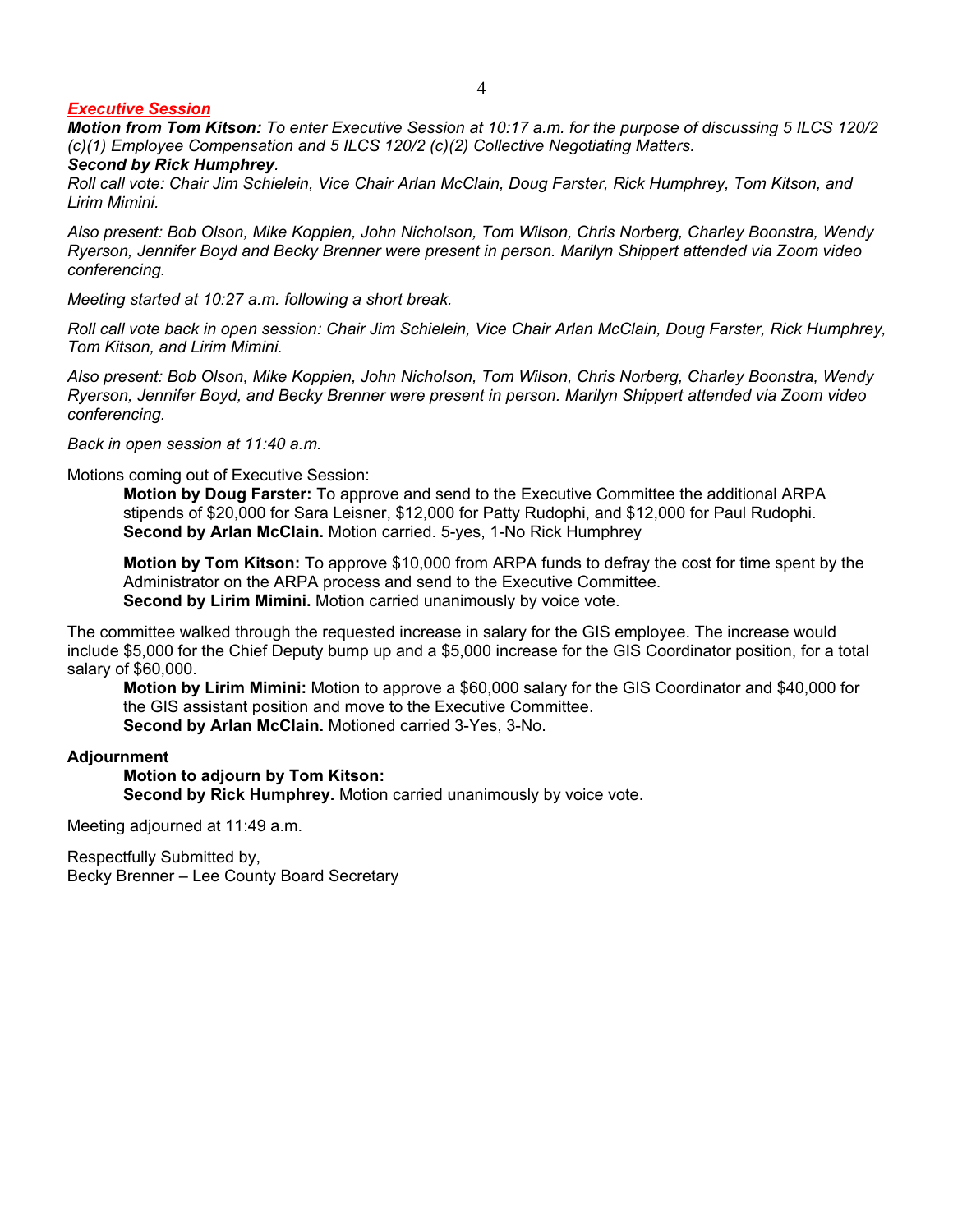***Executive Session***

***Motion from Tom Kitson:*** *To enter Executive Session at 10:17 a.m. for the purpose of discussing 5 ILCS 120/2 (c)(1) Employee Compensation and 5 ILCS 120/2 (c)(2) Collective Negotiating Matters.*
***Second by Rick Humphrey****.*
*Roll call vote: Chair Jim Schielein, Vice Chair Arlan McClain, Doug Farster, Rick Humphrey, Tom Kitson, and Lirim Mimini.*

*Also present: Bob Olson, Mike Koppien, John Nicholson, Tom Wilson, Chris Norberg, Charley Boonstra, Wendy Ryerson, Jennifer Boyd and Becky Brenner were present in person. Marilyn Shippert attended via Zoom video conferencing.*

*Meeting started at 10:27 a.m. following a short break.*

*Roll call vote back in open session: Chair Jim Schielein, Vice Chair Arlan McClain, Doug Farster, Rick Humphrey, Tom Kitson, and Lirim Mimini.*

*Also present: Bob Olson, Mike Koppien, John Nicholson, Tom Wilson, Chris Norberg, Charley Boonstra, Wendy Ryerson, Jennifer Boyd, and Becky Brenner were present in person. Marilyn Shippert attended via Zoom video conferencing.*

*Back in open session at 11:40 a.m.*

Motions coming out of Executive Session:

> **Motion by Doug Farster:** To approve and send to the Executive Committee the additional ARPA stipends of $20,000 for Sara Leisner, $12,000 for Patty Rudophi, and $12,000 for Paul Rudophi.
> **Second by Arlan McClain.** Motion carried. 5-yes, 1-No Rick Humphrey
>
> **Motion by Tom Kitson:** To approve $10,000 from ARPA funds to defray the cost for time spent by the Administrator on the ARPA process and send to the Executive Committee.
> **Second by Lirim Mimini.** Motion carried unanimously by voice vote.

The committee walked through the requested increase in salary for the GIS employee. The increase would include $5,000 for the Chief Deputy bump up and a $5,000 increase for the GIS Coordinator position, for a total salary of $60,000.

> **Motion by Lirim Mimini:** Motion to approve a $60,000 salary for the GIS Coordinator and $40,000 for the GIS assistant position and move to the Executive Committee.
> **Second by Arlan McClain.** Motioned carried 3-Yes, 3-No.

**Adjournment**

> **Motion to adjourn by Tom Kitson:**
> **Second by Rick Humphrey.** Motion carried unanimously by voice vote.

Meeting adjourned at 11:49 a.m.

Respectfully Submitted by,
Becky Brenner – Lee County Board Secretary